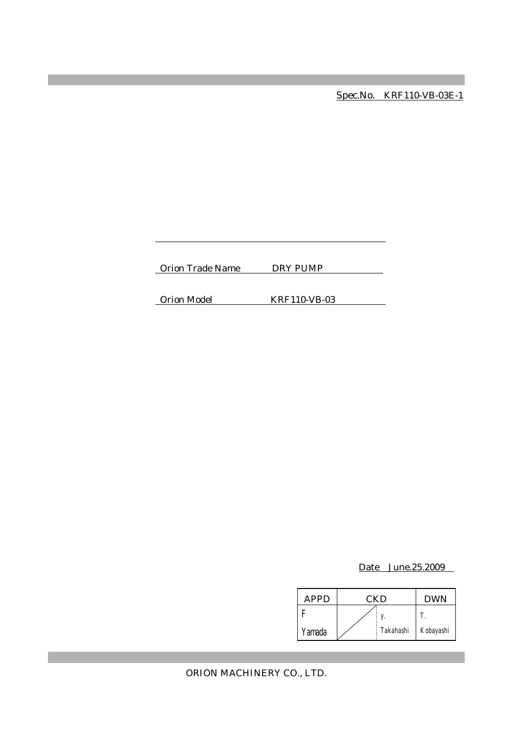Spec.No. KRF110-VB-03E-1

| | |
|---|---|
| Orion Trade Name | DRY PUMP |
| Orion Model | KRF110-VB-03 |

Date June.25.2009

| APPD | CKD | | DWN |
|---|---|---|---|
| F Yamada | | y. Takahashi | T. Kobayashi |

ORION MACHINERY CO., LTD.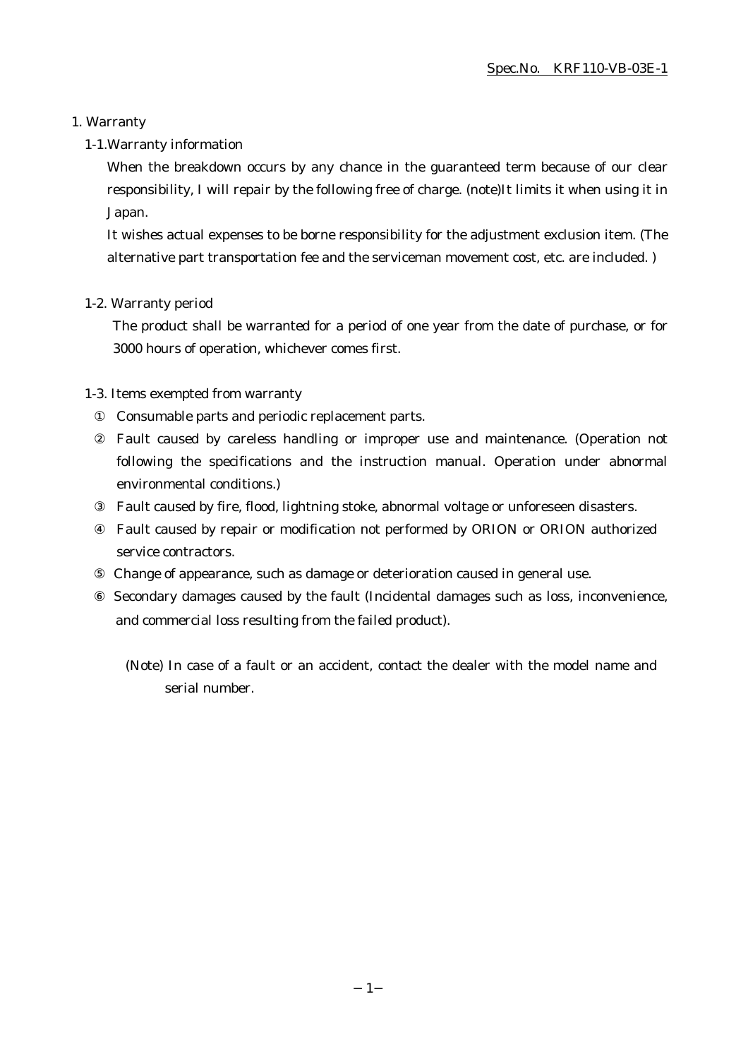# 1. Warranty

## 1-1.Warranty information

When the breakdown occurs by any chance in the guaranteed term because of our clear responsibility, I will repair by the following free of charge. (note)It limits it when using it in Japan.

It wishes actual expenses to be borne responsibility for the adjustment exclusion item. (The alternative part transportation fee and the serviceman movement cost, etc. are included. )

## 1-2. Warranty period

The product shall be warranted for a period of one year from the date of purchase, or for 3000 hours of operation, whichever comes first.

## 1-3. Items exempted from warranty

① Consumable parts and periodic replacement parts.

② Fault caused by careless handling or improper use and maintenance. (Operation not following the specifications and the instruction manual. Operation under abnormal environmental conditions.)

③ Fault caused by fire, flood, lightning stoke, abnormal voltage or unforeseen disasters.

④ Fault caused by repair or modification not performed by ORION or ORION authorized service contractors.

⑤ Change of appearance, such as damage or deterioration caused in general use.

⑥ Secondary damages caused by the fault (Incidental damages such as loss, inconvenience, and commercial loss resulting from the failed product).

(Note) In case of a fault or an accident, contact the dealer with the model name and serial number.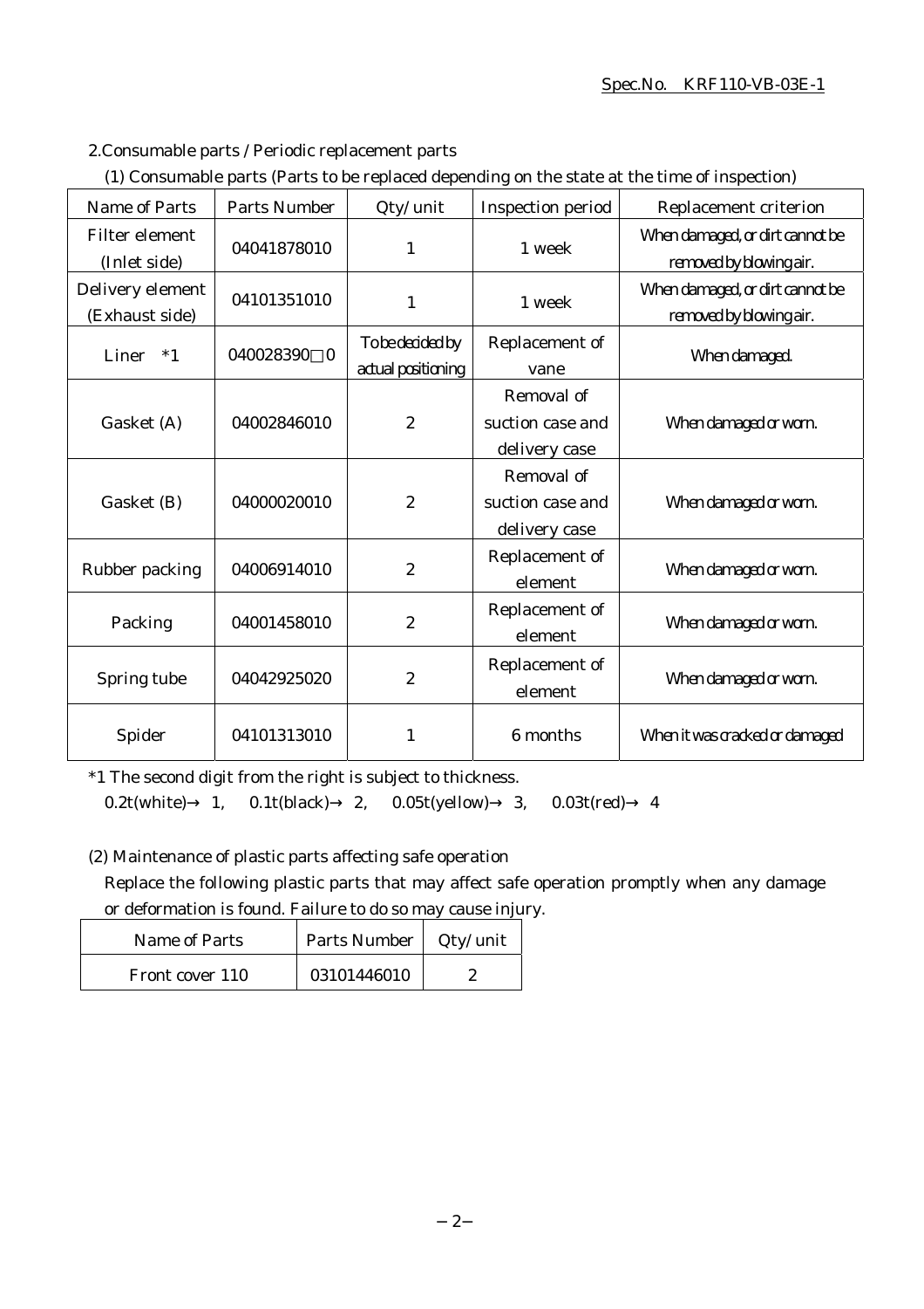## 2.Consumable parts / Periodic replacement parts

(1) Consumable parts (Parts to be replaced depending on the state at the time of inspection)

| Name of Parts | Parts Number | Qty/unit | Inspection period | Replacement criterion |
|---|---|---|---|---|
| Filter element (Inlet side) | 04041878010 | 1 | 1 week | When damaged, or dirt cannot be removed by blowing air. |
| Delivery element (Exhaust side) | 04101351010 | 1 | 1 week | When damaged, or dirt cannot be removed by blowing air. |
| Liner *1 | 040028390□0 | To be decided by actual positioning | Replacement of vane | When damaged. |
| Gasket (A) | 04002846010 | 2 | Removal of suction case and delivery case | When damaged or worn. |
| Gasket (B) | 04000020010 | 2 | Removal of suction case and delivery case | When damaged or worn. |
| Rubber packing | 04006914010 | 2 | Replacement of element | When damaged or worn. |
| Packing | 04001458010 | 2 | Replacement of element | When damaged or worn. |
| Spring tube | 04042925020 | 2 | Replacement of element | When damaged or worn. |
| Spider | 04101313010 | 1 | 6 months | When it was cracked or damaged |

*1 The second digit from the right is subject to thickness.
0.2t(white)→ 1, 0.1t(black)→ 2, 0.05t(yellow)→ 3, 0.03t(red)→ 4

(2) Maintenance of plastic parts affecting safe operation

Replace the following plastic parts that may affect safe operation promptly when any damage or deformation is found. Failure to do so may cause injury.

| Name of Parts | Parts Number | Qty/unit |
|---|---|---|
| Front cover 110 | 03101446010 | 2 |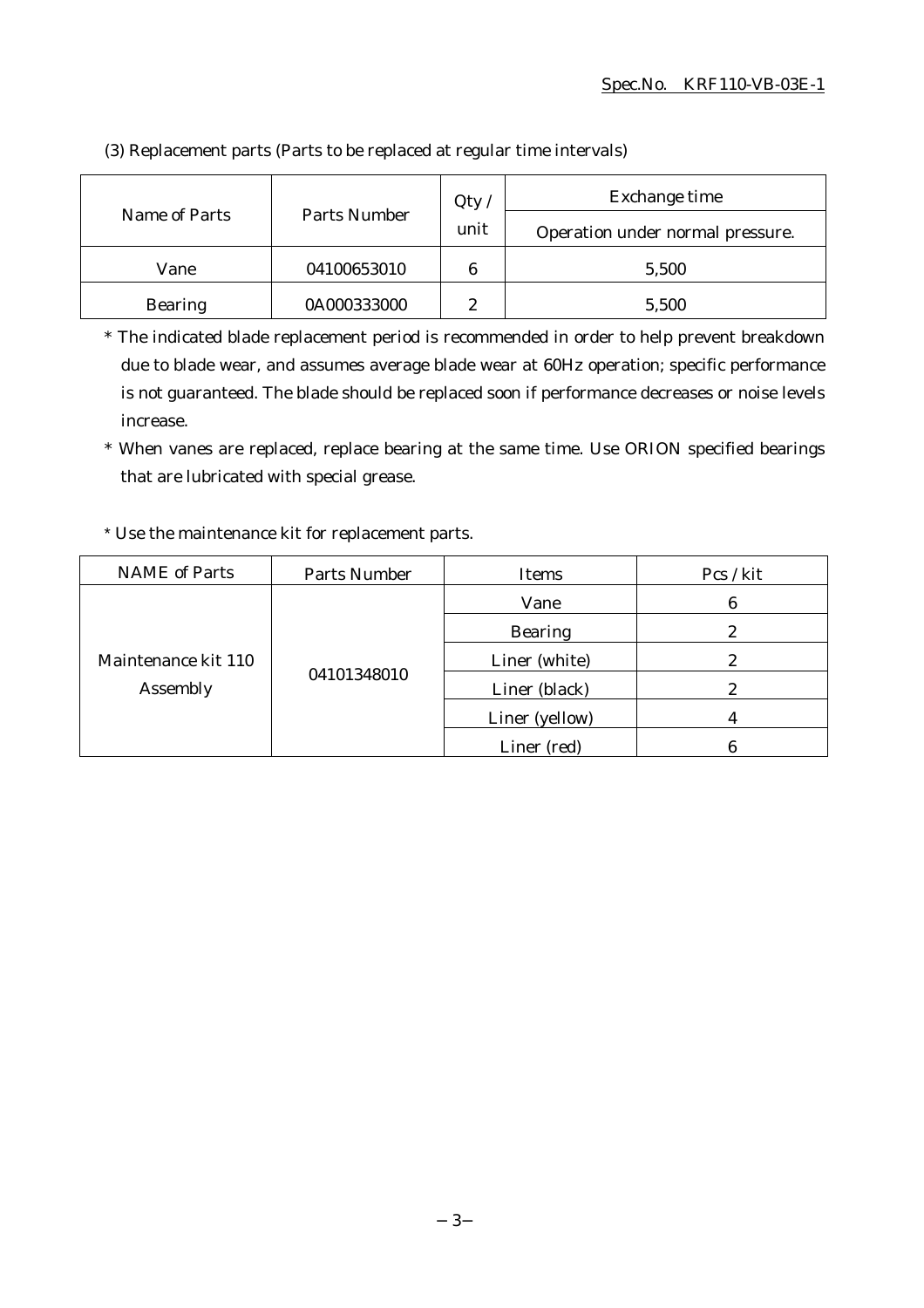(3) Replacement parts (Parts to be replaced at regular time intervals)

| Name of Parts | Parts Number | Qty / unit | Exchange time |
|---|---|---|---|
| | | | Operation under normal pressure. |
| Vane | 04100653010 | 6 | 5,500 |
| Bearing | 0A000333000 | 2 | 5,500 |

\* The indicated blade replacement period is recommended in order to help prevent breakdown due to blade wear, and assumes average blade wear at 60Hz operation; specific performance is not guaranteed. The blade should be replaced soon if performance decreases or noise levels increase.

\* When vanes are replaced, replace bearing at the same time. Use ORION specified bearings that are lubricated with special grease.

\* Use the maintenance kit for replacement parts.

| NAME of Parts | Parts Number | Items | Pcs / kit |
|---|---|---|---|
| Maintenance kit 110 Assembly | 04101348010 | Vane | 6 |
| | | Bearing | 2 |
| | | Liner (white) | 2 |
| | | Liner (black) | 2 |
| | | Liner (yellow) | 4 |
| | | Liner (red) | 6 |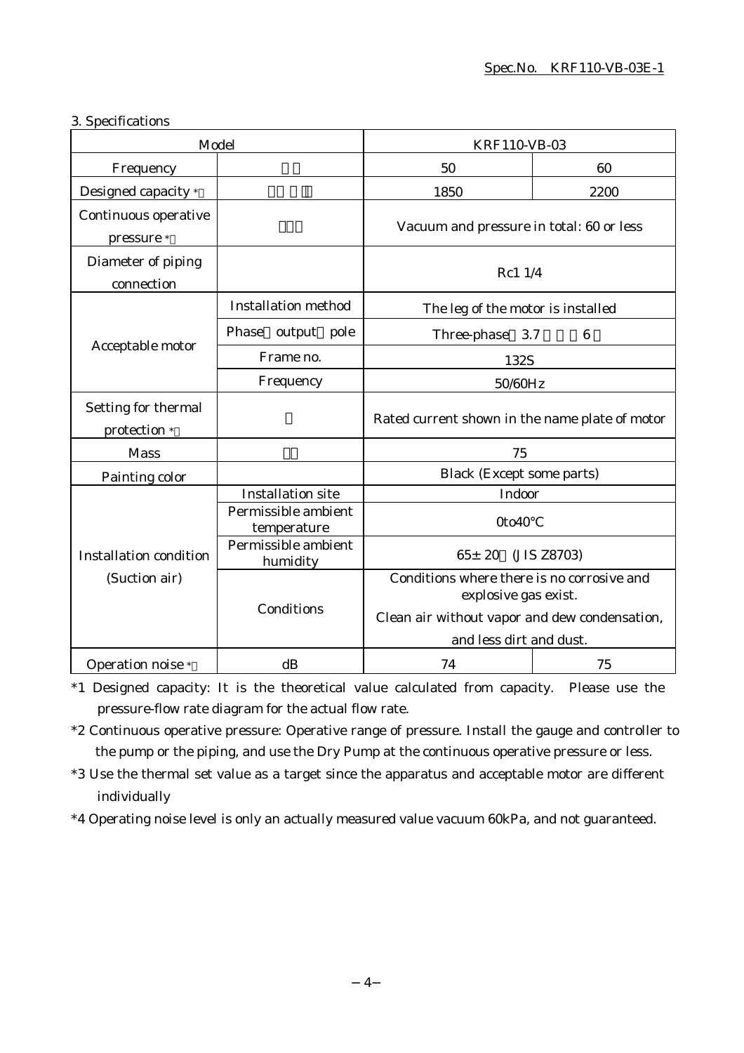3. Specifications

| Model | | KRF110-VB-03 | |
|---|---|---|---|
| Frequency | | 50 | 60 |
| Designed capacity * | | 1850 | 2200 |
| Continuous operative pressure * | | Vacuum and pressure in total: 60 or less | |
| Diameter of piping connection | | Rc1 1/4 | |
| Acceptable motor | Installation method | The leg of the motor is installed | |
| | Phase output pole | Three-phase 3.7 6 | |
| | Frame no. | 132S | |
| | Frequency | 50/60Hz | |
| Setting for thermal protection * | | Rated current shown in the name plate of motor | |
| Mass | | 75 | |
| Painting color | | Black (Except some parts) | |
| Installation condition (Suction air) | Installation site | Indoor | |
| | Permissible ambient temperature | 0to40℃ | |
| | Permissible ambient humidity | 65± 20 (JIS Z8703) | |
| | Conditions | Conditions where there is no corrosive and explosive gas exist. Clean air without vapor and dew condensation, and less dirt and dust. | |
| Operation noise * | dB | 74 | 75 |

*1 Designed capacity: It is the theoretical value calculated from capacity. Please use the pressure-flow rate diagram for the actual flow rate.

*2 Continuous operative pressure: Operative range of pressure. Install the gauge and controller to the pump or the piping, and use the Dry Pump at the continuous operative pressure or less.

*3 Use the thermal set value as a target since the apparatus and acceptable motor are different individually

*4 Operating noise level is only an actually measured value vacuum 60kPa, and not guaranteed.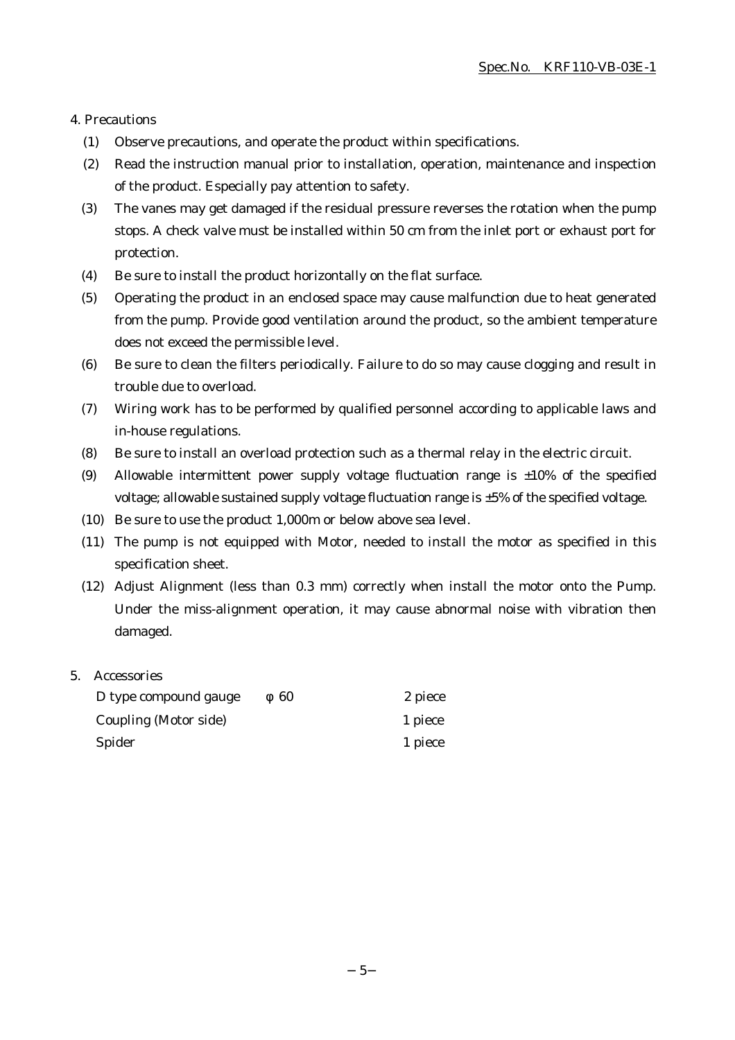## 4. Precautions

(1) Observe precautions, and operate the product within specifications.

(2) Read the instruction manual prior to installation, operation, maintenance and inspection of the product. Especially pay attention to safety.

(3) The vanes may get damaged if the residual pressure reverses the rotation when the pump stops. A check valve must be installed within 50 cm from the inlet port or exhaust port for protection.

(4) Be sure to install the product horizontally on the flat surface.

(5) Operating the product in an enclosed space may cause malfunction due to heat generated from the pump. Provide good ventilation around the product, so the ambient temperature does not exceed the permissible level.

(6) Be sure to clean the filters periodically. Failure to do so may cause clogging and result in trouble due to overload.

(7) Wiring work has to be performed by qualified personnel according to applicable laws and in-house regulations.

(8) Be sure to install an overload protection such as a thermal relay in the electric circuit.

(9) Allowable intermittent power supply voltage fluctuation range is ±10% of the specified voltage; allowable sustained supply voltage fluctuation range is ±5% of the specified voltage.

(10) Be sure to use the product 1,000m or below above sea level.

(11) The pump is not equipped with Motor, needed to install the motor as specified in this specification sheet.

(12) Adjust Alignment (less than 0.3 mm) correctly when install the motor onto the Pump. Under the miss-alignment operation, it may cause abnormal noise with vibration then damaged.

## 5. Accessories

| | | |
|---|---|---|
| D type compound gauge | φ 60 | 2 piece |
| Coupling (Motor side) | | 1 piece |
| Spider | | 1 piece |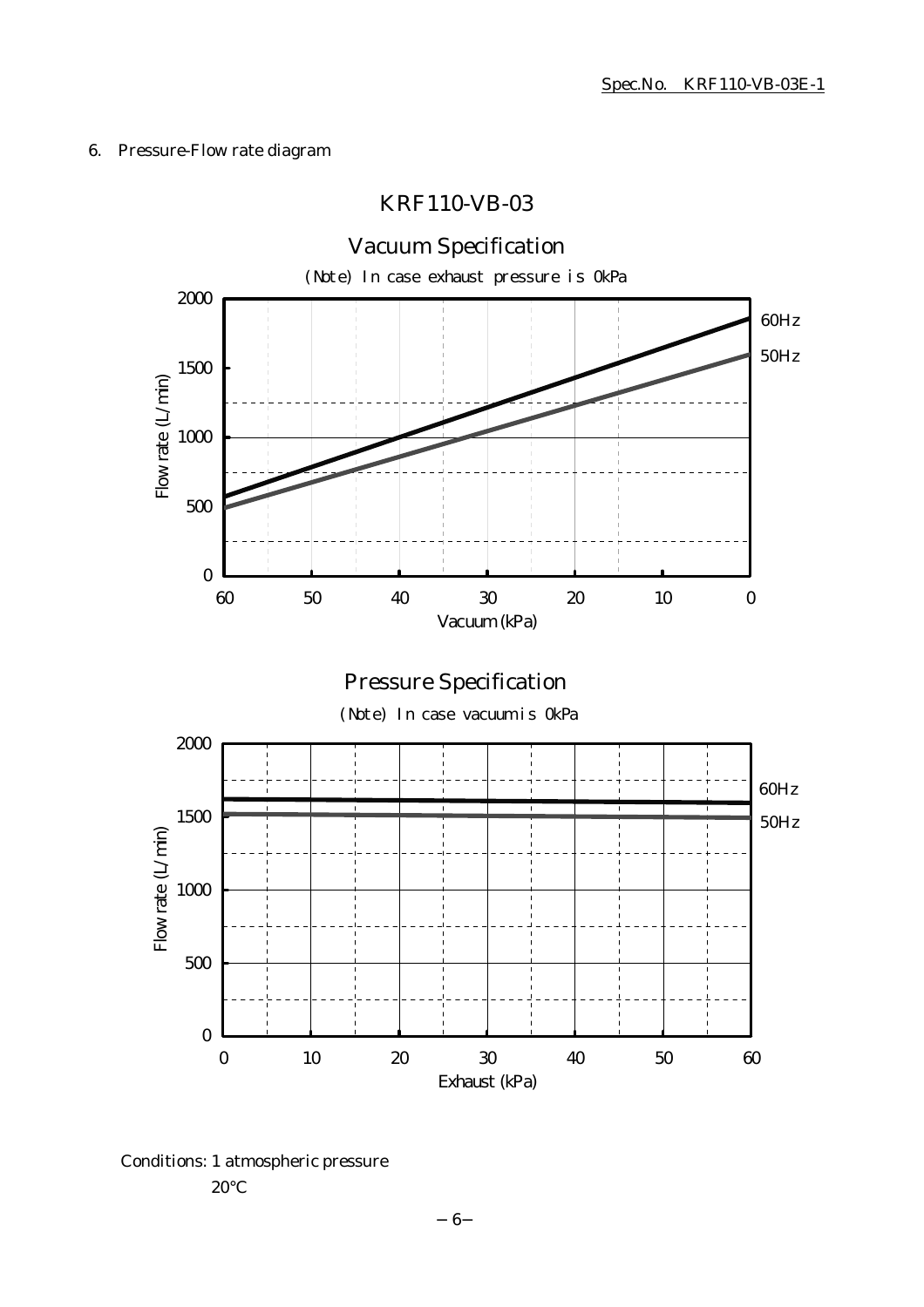6. Pressure-Flow rate diagram

KRF110-VB-03

Vacuum Specification

(Note) In case exhaust pressure is 0kPa

Flow rate (L/min)

2000
1500
1000
500
0

60 50 40 30 20 10 0

Vacuum (kPa)

60Hz
50Hz

Pressure Specification

(Note) In case vacuum is 0kPa

Flow rate (L/min)

2000
1500
1000
500
0

0 10 20 30 40 50 60

Exhaust (kPa)

60Hz
50Hz

Conditions: 1 atmospheric pressure
20℃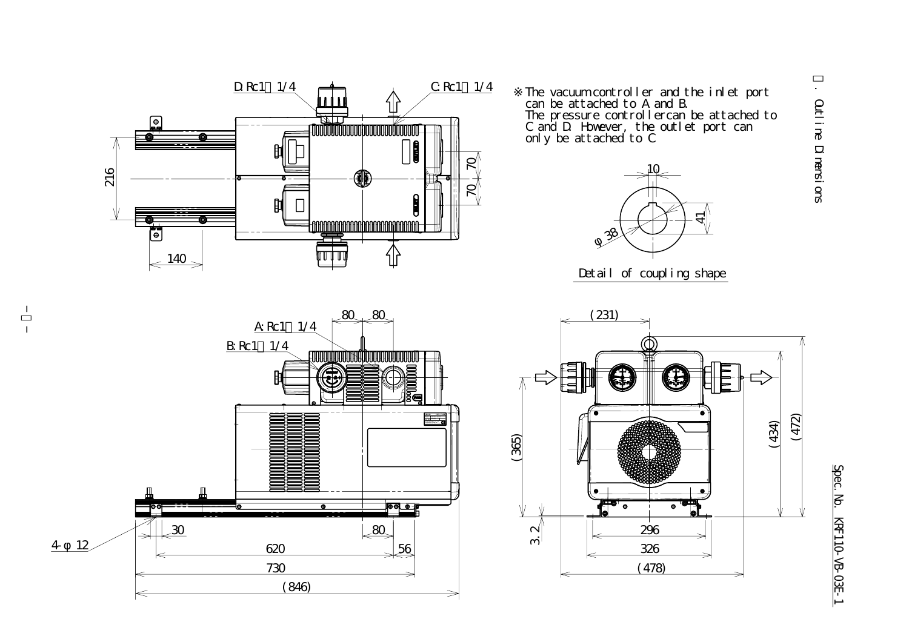## □. Outline Dimensions

※ The vacuum controller and the inlet port can be attached to A and B.
The pressure controller can be attached to C and D. However, the outlet port can only be attached to C.

D: Rc1 1/4

C: Rc1 1/4

216

140

70

70

10

41

φ 38

Detail of coupling shape

A: Rc1 1/4

B: Rc1 1/4

80

80

4-φ 12

30

80

620

56

730

(846)

(231)

(365)

(434)

(472)

3.2

296

326

(478)

Spec. No. KRF110-VB-03E-1